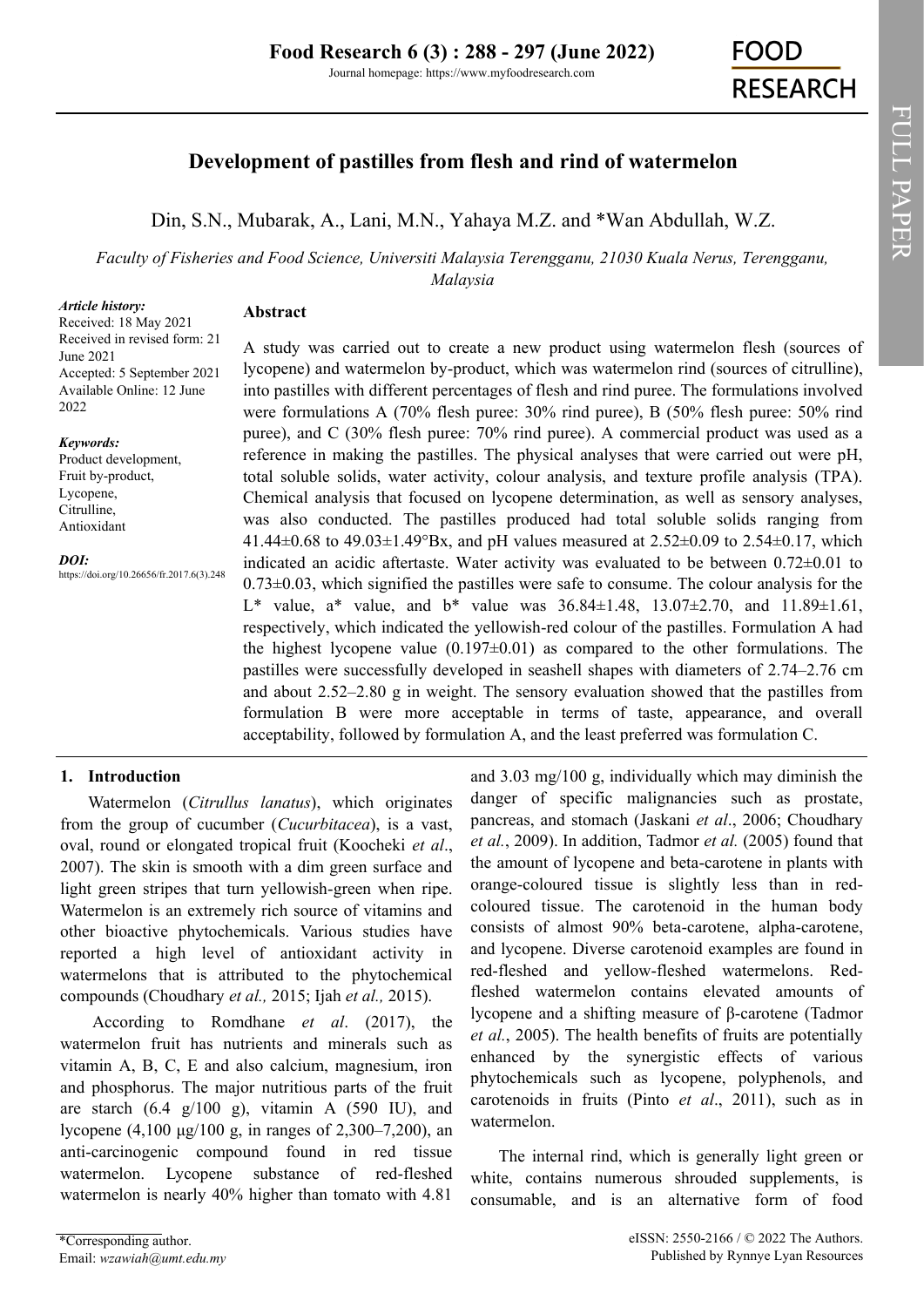# Development of pastilles from flesh and rind of watermelon

Din, S.N., Mubarak, A., Lani, M.N., Yahaya M.Z. and *Wan Abdullah, W.Z.

*Faculty of Fisheries and Food Science, Universiti Malaysia Terengganu, 21030 Kuala Nerus, Terengganu, Malaysia*

*Article history:*
Received: 18 May 2021
Received in revised form: 21 June 2021
Accepted: 5 September 2021
Available Online: 12 June 2022

*Keywords:*
Product development,
Fruit by-product,
Lycopene,
Citrulline,
Antioxidant

*DOI:*
https://doi.org/10.26656/fr.2017.6(3).248

## Abstract

A study was carried out to create a new product using watermelon flesh (sources of lycopene) and watermelon by-product, which was watermelon rind (sources of citrulline), into pastilles with different percentages of flesh and rind puree. The formulations involved were formulations A (70% flesh puree: 30% rind puree), B (50% flesh puree: 50% rind puree), and C (30% flesh puree: 70% rind puree). A commercial product was used as a reference in making the pastilles. The physical analyses that were carried out were pH, total soluble solids, water activity, colour analysis, and texture profile analysis (TPA). Chemical analysis that focused on lycopene determination, as well as sensory analyses, was also conducted. The pastilles produced had total soluble solids ranging from 41.44±0.68 to 49.03±1.49°Bx, and pH values measured at 2.52±0.09 to 2.54±0.17, which indicated an acidic aftertaste. Water activity was evaluated to be between 0.72±0.01 to 0.73±0.03, which signified the pastilles were safe to consume. The colour analysis for the L* value, a* value, and b* value was 36.84±1.48, 13.07±2.70, and 11.89±1.61, respectively, which indicated the yellowish-red colour of the pastilles. Formulation A had the highest lycopene value (0.197±0.01) as compared to the other formulations. The pastilles were successfully developed in seashell shapes with diameters of 2.74–2.76 cm and about 2.52–2.80 g in weight. The sensory evaluation showed that the pastilles from formulation B were more acceptable in terms of taste, appearance, and overall acceptability, followed by formulation A, and the least preferred was formulation C.

## 1. Introduction

Watermelon (*Citrullus lanatus*), which originates from the group of cucumber (*Cucurbitacea*), is a vast, oval, round or elongated tropical fruit (Koocheki *et al*., 2007). The skin is smooth with a dim green surface and light green stripes that turn yellowish-green when ripe. Watermelon is an extremely rich source of vitamins and other bioactive phytochemicals. Various studies have reported a high level of antioxidant activity in watermelons that is attributed to the phytochemical compounds (Choudhary *et al.,* 2015; Ijah *et al.,* 2015).

According to Romdhane *et al*. (2017), the watermelon fruit has nutrients and minerals such as vitamin A, B, C, E and also calcium, magnesium, iron and phosphorus. The major nutritious parts of the fruit are starch (6.4 g/100 g), vitamin A (590 IU), and lycopene (4,100 µg/100 g, in ranges of 2,300–7,200), an anti-carcinogenic compound found in red tissue watermelon. Lycopene substance of red-fleshed watermelon is nearly 40% higher than tomato with 4.81 and 3.03 mg/100 g, individually which may diminish the danger of specific malignancies such as prostate, pancreas, and stomach (Jaskani *et al*., 2006; Choudhary *et al.*, 2009). In addition, Tadmor *et al.* (2005) found that the amount of lycopene and beta-carotene in plants with orange-coloured tissue is slightly less than in red-coloured tissue. The carotenoid in the human body consists of almost 90% beta-carotene, alpha-carotene, and lycopene. Diverse carotenoid examples are found in red-fleshed and yellow-fleshed watermelons. Red-fleshed watermelon contains elevated amounts of lycopene and a shifting measure of β-carotene (Tadmor *et al.*, 2005). The health benefits of fruits are potentially enhanced by the synergistic effects of various phytochemicals such as lycopene, polyphenols, and carotenoids in fruits (Pinto *et al*., 2011), such as in watermelon.

The internal rind, which is generally light green or white, contains numerous shrouded supplements, is consumable, and is an alternative form of food

*Corresponding author.
Email: *wzawiah@umt.edu.my*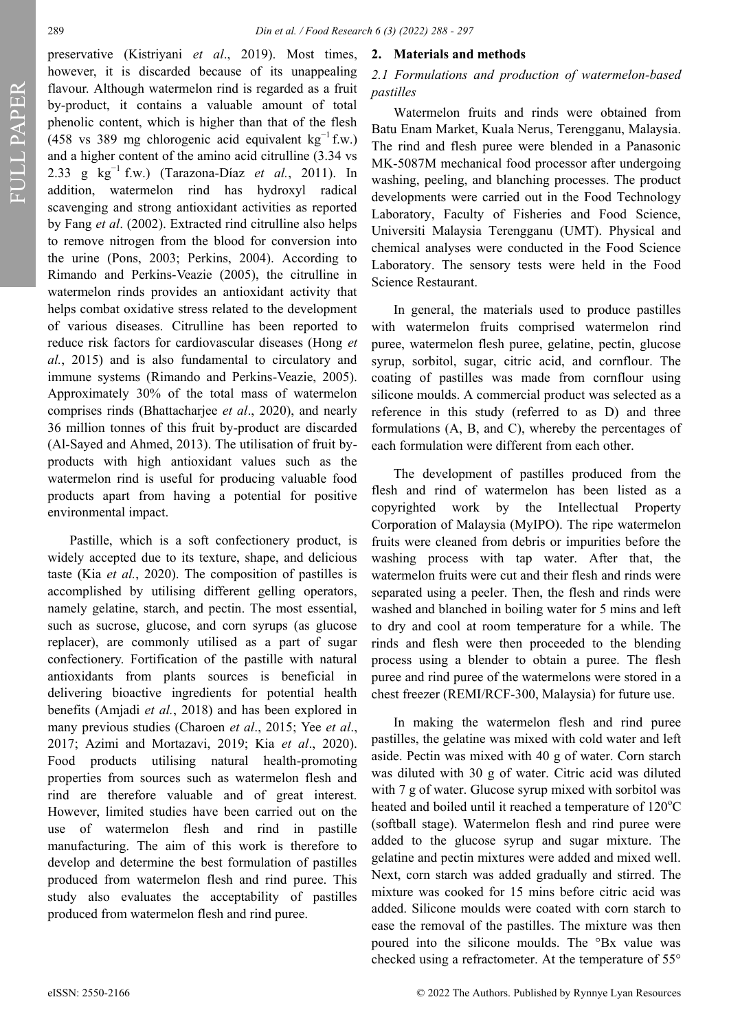preservative (Kistriyani *et al*., 2019). Most times, however, it is discarded because of its unappealing flavour. Although watermelon rind is regarded as a fruit by-product, it contains a valuable amount of total phenolic content, which is higher than that of the flesh (458 vs 389 mg chlorogenic acid equivalent $kg^{-1}$ f.w.) and a higher content of the amino acid citrulline (3.34 vs 2.33 g $kg^{-1}$ f.w.) (Tarazona-Díaz *et al.*, 2011). In addition, watermelon rind has hydroxyl radical scavenging and strong antioxidant activities as reported by Fang *et al*. (2002). Extracted rind citrulline also helps to remove nitrogen from the blood for conversion into the urine (Pons, 2003; Perkins, 2004). According to Rimando and Perkins-Veazie (2005), the citrulline in watermelon rinds provides an antioxidant activity that helps combat oxidative stress related to the development of various diseases. Citrulline has been reported to reduce risk factors for cardiovascular diseases (Hong *et al.*, 2015) and is also fundamental to circulatory and immune systems (Rimando and Perkins-Veazie, 2005). Approximately 30% of the total mass of watermelon comprises rinds (Bhattacharjee *et al*., 2020), and nearly 36 million tonnes of this fruit by-product are discarded (Al-Sayed and Ahmed, 2013). The utilisation of fruit by-products with high antioxidant values such as the watermelon rind is useful for producing valuable food products apart from having a potential for positive environmental impact.

Pastille, which is a soft confectionery product, is widely accepted due to its texture, shape, and delicious taste (Kia *et al.*, 2020). The composition of pastilles is accomplished by utilising different gelling operators, namely gelatine, starch, and pectin. The most essential, such as sucrose, glucose, and corn syrups (as glucose replacer), are commonly utilised as a part of sugar confectionery. Fortification of the pastille with natural antioxidants from plants sources is beneficial in delivering bioactive ingredients for potential health benefits (Amjadi *et al.*, 2018) and has been explored in many previous studies (Charoen *et al*., 2015; Yee *et al*., 2017; Azimi and Mortazavi, 2019; Kia *et al*., 2020). Food products utilising natural health-promoting properties from sources such as watermelon flesh and rind are therefore valuable and of great interest. However, limited studies have been carried out on the use of watermelon flesh and rind in pastille manufacturing. The aim of this work is therefore to develop and determine the best formulation of pastilles produced from watermelon flesh and rind puree. This study also evaluates the acceptability of pastilles produced from watermelon flesh and rind puree.

## 2. Materials and methods

### 2.1 Formulations and production of watermelon-based pastilles

Watermelon fruits and rinds were obtained from Batu Enam Market, Kuala Nerus, Terengganu, Malaysia. The rind and flesh puree were blended in a Panasonic MK-5087M mechanical food processor after undergoing washing, peeling, and blanching processes. The product developments were carried out in the Food Technology Laboratory, Faculty of Fisheries and Food Science, Universiti Malaysia Terengganu (UMT). Physical and chemical analyses were conducted in the Food Science Laboratory. The sensory tests were held in the Food Science Restaurant.

In general, the materials used to produce pastilles with watermelon fruits comprised watermelon rind puree, watermelon flesh puree, gelatine, pectin, glucose syrup, sorbitol, sugar, citric acid, and cornflour. The coating of pastilles was made from cornflour using silicone moulds. A commercial product was selected as a reference in this study (referred to as D) and three formulations (A, B, and C), whereby the percentages of each formulation were different from each other.

The development of pastilles produced from the flesh and rind of watermelon has been listed as a copyrighted work by the Intellectual Property Corporation of Malaysia (MyIPO). The ripe watermelon fruits were cleaned from debris or impurities before the washing process with tap water. After that, the watermelon fruits were cut and their flesh and rinds were separated using a peeler. Then, the flesh and rinds were washed and blanched in boiling water for 5 mins and left to dry and cool at room temperature for a while. The rinds and flesh were then proceeded to the blending process using a blender to obtain a puree. The flesh puree and rind puree of the watermelons were stored in a chest freezer (REMI/RCF-300, Malaysia) for future use.

In making the watermelon flesh and rind puree pastilles, the gelatine was mixed with cold water and left aside. Pectin was mixed with 40 g of water. Corn starch was diluted with 30 g of water. Citric acid was diluted with 7 g of water. Glucose syrup mixed with sorbitol was heated and boiled until it reached a temperature of 120°C (softball stage). Watermelon flesh and rind puree were added to the glucose syrup and sugar mixture. The gelatine and pectin mixtures were added and mixed well. Next, corn starch was added gradually and stirred. The mixture was cooked for 15 mins before citric acid was added. Silicone moulds were coated with corn starch to ease the removal of the pastilles. The mixture was then poured into the silicone moulds. The °Bx value was checked using a refractometer. At the temperature of 55°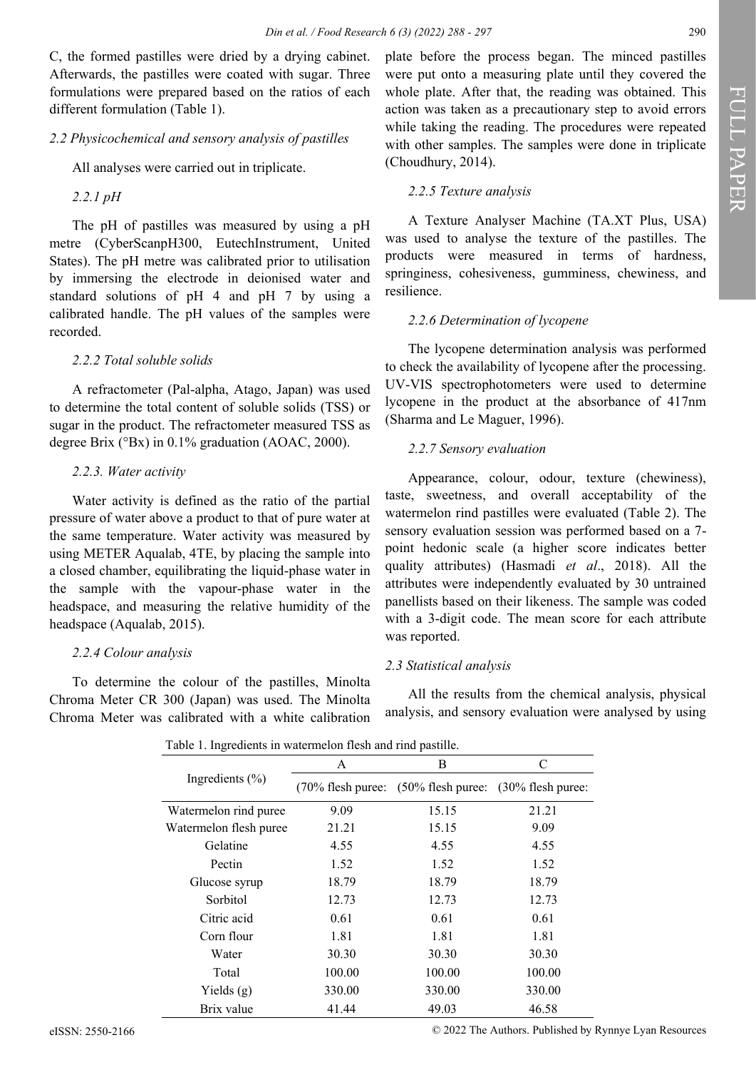C, the formed pastilles were dried by a drying cabinet. Afterwards, the pastilles were coated with sugar. Three formulations were prepared based on the ratios of each different formulation (Table 1).

### *2.2 Physicochemical and sensory analysis of pastilles*

All analyses were carried out in triplicate.

#### *2.2.1 pH*

The pH of pastilles was measured by using a pH metre (CyberScanpH300, EutechInstrument, United States). The pH metre was calibrated prior to utilisation by immersing the electrode in deionised water and standard solutions of pH 4 and pH 7 by using a calibrated handle. The pH values of the samples were recorded.

#### *2.2.2 Total soluble solids*

A refractometer (Pal-alpha, Atago, Japan) was used to determine the total content of soluble solids (TSS) or sugar in the product. The refractometer measured TSS as degree Brix (°Bx) in 0.1% graduation (AOAC, 2000).

#### *2.2.3. Water activity*

Water activity is defined as the ratio of the partial pressure of water above a product to that of pure water at the same temperature. Water activity was measured by using METER Aqualab, 4TE, by placing the sample into a closed chamber, equilibrating the liquid-phase water in the sample with the vapour-phase water in the headspace, and measuring the relative humidity of the headspace (Aqualab, 2015).

#### *2.2.4 Colour analysis*

To determine the colour of the pastilles, Minolta Chroma Meter CR 300 (Japan) was used. The Minolta Chroma Meter was calibrated with a white calibration plate before the process began. The minced pastilles were put onto a measuring plate until they covered the whole plate. After that, the reading was obtained. This action was taken as a precautionary step to avoid errors while taking the reading. The procedures were repeated with other samples. The samples were done in triplicate (Choudhury, 2014).

#### *2.2.5 Texture analysis*

A Texture Analyser Machine (TA.XT Plus, USA) was used to analyse the texture of the pastilles. The products were measured in terms of hardness, springiness, cohesiveness, gumminess, chewiness, and resilience.

#### *2.2.6 Determination of lycopene*

The lycopene determination analysis was performed to check the availability of lycopene after the processing. UV-VIS spectrophotometers were used to determine lycopene in the product at the absorbance of 417nm (Sharma and Le Maguer, 1996).

#### *2.2.7 Sensory evaluation*

Appearance, colour, odour, texture (chewiness), taste, sweetness, and overall acceptability of the watermelon rind pastilles were evaluated (Table 2). The sensory evaluation session was performed based on a 7-point hedonic scale (a higher score indicates better quality attributes) (Hasmadi *et al*., 2018). All the attributes were independently evaluated by 30 untrained panellists based on their likeness. The sample was coded with a 3-digit code. The mean score for each attribute was reported.

### *2.3 Statistical analysis*

All the results from the chemical analysis, physical analysis, and sensory evaluation were analysed by using

Table 1. Ingredients in watermelon flesh and rind pastille.

| Ingredients (%) | A | B | C |
|---|---|---|---|
| | (70% flesh puree: | (50% flesh puree: | (30% flesh puree: |
| Watermelon rind puree | 9.09 | 15.15 | 21.21 |
| Watermelon flesh puree | 21.21 | 15.15 | 9.09 |
| Gelatine | 4.55 | 4.55 | 4.55 |
| Pectin | 1.52 | 1.52 | 1.52 |
| Glucose syrup | 18.79 | 18.79 | 18.79 |
| Sorbitol | 12.73 | 12.73 | 12.73 |
| Citric acid | 0.61 | 0.61 | 0.61 |
| Corn flour | 1.81 | 1.81 | 1.81 |
| Water | 30.30 | 30.30 | 30.30 |
| Total | 100.00 | 100.00 | 100.00 |
| Yields (g) | 330.00 | 330.00 | 330.00 |
| Brix value | 41.44 | 49.03 | 46.58 |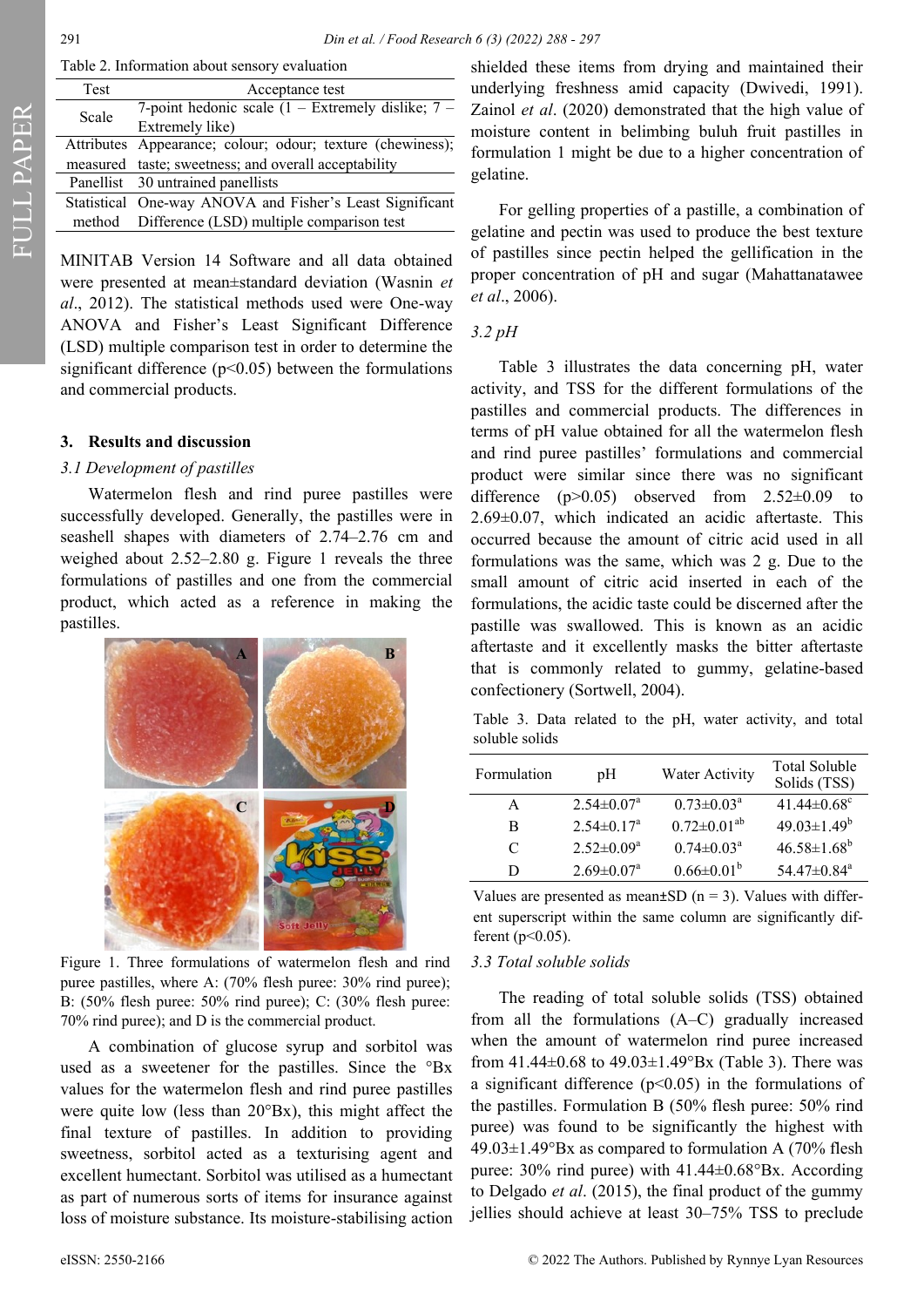Table 2. Information about sensory evaluation

| Test | Acceptance test |
|---|---|
| Scale | 7-point hedonic scale (1 – Extremely dislike; 7 – Extremely like) |
| Attributes measured | Appearance; colour; odour; texture (chewiness); taste; sweetness; and overall acceptability |
| Panellist | 30 untrained panellists |
| Statistical method | One-way ANOVA and Fisher's Least Significant Difference (LSD) multiple comparison test |

MINITAB Version 14 Software and all data obtained were presented at mean±standard deviation (Wasnin *et al*., 2012). The statistical methods used were One-way ANOVA and Fisher's Least Significant Difference (LSD) multiple comparison test in order to determine the significant difference ($p<0.05$) between the formulations and commercial products.

## 3. Results and discussion

### 3.1 Development of pastilles

Watermelon flesh and rind puree pastilles were successfully developed. Generally, the pastilles were in seashell shapes with diameters of 2.74–2.76 cm and weighed about 2.52–2.80 g. Figure 1 reveals the three formulations of pastilles and one from the commercial product, which acted as a reference in making the pastilles.

Figure 1. Three formulations of watermelon flesh and rind puree pastilles, where A: (70% flesh puree: 30% rind puree); B: (50% flesh puree: 50% rind puree); C: (30% flesh puree: 70% rind puree); and D is the commercial product.

A combination of glucose syrup and sorbitol was used as a sweetener for the pastilles. Since the °Bx values for the watermelon flesh and rind puree pastilles were quite low (less than 20°Bx), this might affect the final texture of pastilles. In addition to providing sweetness, sorbitol acted as a texturising agent and excellent humectant. Sorbitol was utilised as a humectant as part of numerous sorts of items for insurance against loss of moisture substance. Its moisture-stabilising action shielded these items from drying and maintained their underlying freshness amid capacity (Dwivedi, 1991). Zainol *et al*. (2020) demonstrated that the high value of moisture content in belimbing buluh fruit pastilles in formulation 1 might be due to a higher concentration of gelatine.

For gelling properties of a pastille, a combination of gelatine and pectin was used to produce the best texture of pastilles since pectin helped the gellification in the proper concentration of pH and sugar (Mahattanatawee *et al*., 2006).

### 3.2 pH

Table 3 illustrates the data concerning pH, water activity, and TSS for the different formulations of the pastilles and commercial products. The differences in terms of pH value obtained for all the watermelon flesh and rind puree pastilles' formulations and commercial product were similar since there was no significant difference ($p>0.05$) observed from 2.52±0.09 to 2.69±0.07, which indicated an acidic aftertaste. This occurred because the amount of citric acid used in all formulations was the same, which was 2 g. Due to the small amount of citric acid inserted in each of the formulations, the acidic taste could be discerned after the pastille was swallowed. This is known as an acidic aftertaste and it excellently masks the bitter aftertaste that is commonly related to gummy, gelatine-based confectionery (Sortwell, 2004).

Table 3. Data related to the pH, water activity, and total soluble solids

| Formulation | pH | Water Activity | Total Soluble Solids (TSS) |
|---|---|---|---|
| A | 2.54±0.07[a] | 0.73±0.03[a] | 41.44±0.68[c] |
| B | 2.54±0.17[a] | 0.72±0.01[ab] | 49.03±1.49[b] |
| C | 2.52±0.09[a] | 0.74±0.03[a] | 46.58±1.68[b] |
| D | 2.69±0.07[a] | 0.66±0.01[b] | 54.47±0.84[a] |

Values are presented as mean±SD (n = 3). Values with different superscript within the same column are significantly different ($p<0.05$).

### 3.3 Total soluble solids

The reading of total soluble solids (TSS) obtained from all the formulations (A–C) gradually increased when the amount of watermelon rind puree increased from 41.44±0.68 to 49.03±1.49°Bx (Table 3). There was a significant difference ($p<0.05$) in the formulations of the pastilles. Formulation B (50% flesh puree: 50% rind puree) was found to be significantly the highest with 49.03±1.49°Bx as compared to formulation A (70% flesh puree: 30% rind puree) with 41.44±0.68°Bx. According to Delgado *et al*. (2015), the final product of the gummy jellies should achieve at least 30–75% TSS to preclude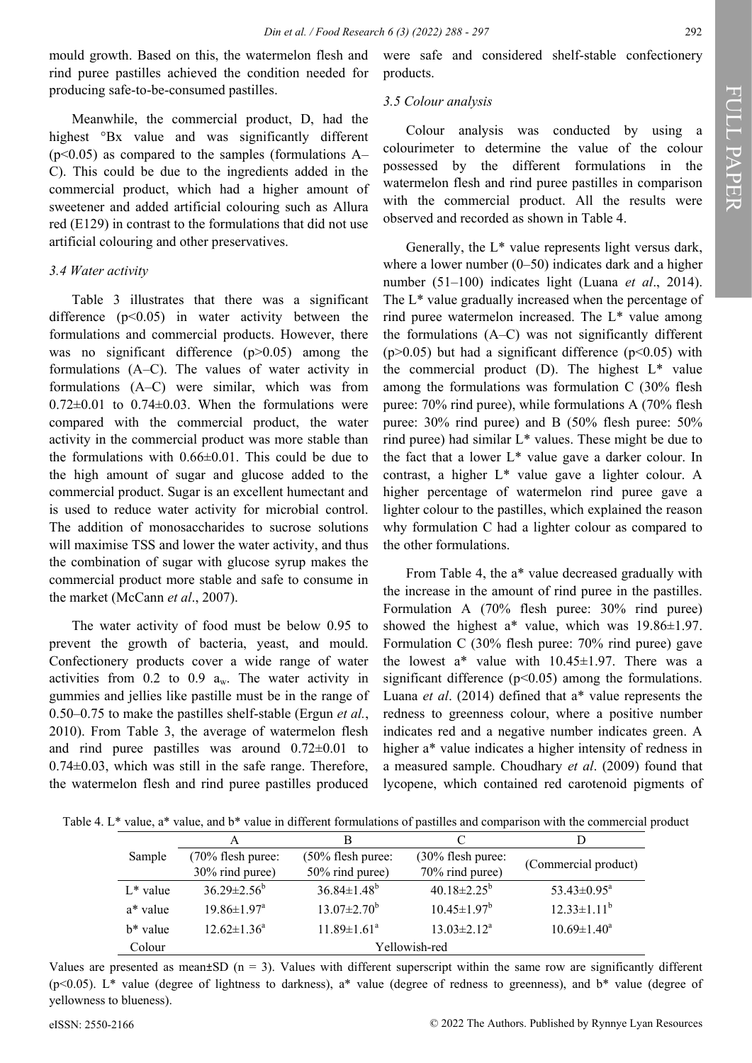mould growth. Based on this, the watermelon flesh and rind puree pastilles achieved the condition needed for producing safe-to-be-consumed pastilles.

Meanwhile, the commercial product, D, had the highest °Bx value and was significantly different ($p<0.05$) as compared to the samples (formulations A–C). This could be due to the ingredients added in the commercial product, which had a higher amount of sweetener and added artificial colouring such as Allura red (E129) in contrast to the formulations that did not use artificial colouring and other preservatives.

### 3.4 Water activity

Table 3 illustrates that there was a significant difference ($p<0.05$) in water activity between the formulations and commercial products. However, there was no significant difference ($p>0.05$) among the formulations (A–C). The values of water activity in formulations (A–C) were similar, which was from 0.72±0.01 to 0.74±0.03. When the formulations were compared with the commercial product, the water activity in the commercial product was more stable than the formulations with 0.66±0.01. This could be due to the high amount of sugar and glucose added to the commercial product. Sugar is an excellent humectant and is used to reduce water activity for microbial control. The addition of monosaccharides to sucrose solutions will maximise TSS and lower the water activity, and thus the combination of sugar with glucose syrup makes the commercial product more stable and safe to consume in the market (McCann *et al*., 2007).

The water activity of food must be below 0.95 to prevent the growth of bacteria, yeast, and mould. Confectionery products cover a wide range of water activities from 0.2 to 0.9 $a_w$. The water activity in gummies and jellies like pastille must be in the range of 0.50–0.75 to make the pastilles shelf-stable (Ergun *et al.*, 2010). From Table 3, the average of watermelon flesh and rind puree pastilles was around 0.72±0.01 to 0.74±0.03, which was still in the safe range. Therefore, the watermelon flesh and rind puree pastilles produced were safe and considered shelf-stable confectionery products.

### 3.5 Colour analysis

Colour analysis was conducted by using a colourimeter to determine the value of the colour possessed by the different formulations in the watermelon flesh and rind puree pastilles in comparison with the commercial product. All the results were observed and recorded as shown in Table 4.

Generally, the L* value represents light versus dark, where a lower number (0–50) indicates dark and a higher number (51–100) indicates light (Luana *et al*., 2014). The L* value gradually increased when the percentage of rind puree watermelon increased. The L* value among the formulations (A–C) was not significantly different ($p>0.05$) but had a significant difference ($p<0.05$) with the commercial product (D). The highest L* value among the formulations was formulation C (30% flesh puree: 70% rind puree), while formulations A (70% flesh puree: 30% rind puree) and B (50% flesh puree: 50% rind puree) had similar L* values. These might be due to the fact that a lower L* value gave a darker colour. In contrast, a higher L* value gave a lighter colour. A higher percentage of watermelon rind puree gave a lighter colour to the pastilles, which explained the reason why formulation C had a lighter colour as compared to the other formulations.

From Table 4, the a* value decreased gradually with the increase in the amount of rind puree in the pastilles. Formulation A (70% flesh puree: 30% rind puree) showed the highest a* value, which was 19.86±1.97. Formulation C (30% flesh puree: 70% rind puree) gave the lowest a* value with 10.45±1.97. There was a significant difference ($p<0.05$) among the formulations. Luana *et al*. (2014) defined that a* value represents the redness to greenness colour, where a positive number indicates red and a negative number indicates green. A higher a* value indicates a higher intensity of redness in a measured sample. Choudhary *et al*. (2009) found that lycopene, which contained red carotenoid pigments of

Table 4. L* value, a* value, and b* value in different formulations of pastilles and comparison with the commercial product

| Sample | A (70% flesh puree: 30% rind puree) | B (50% flesh puree: 50% rind puree) | C (30% flesh puree: 70% rind puree) | D (Commercial product) |
|---|---|---|---|---|
| L* value | $36.29±2.56^b$ | $36.84±1.48^b$ | $40.18±2.25^b$ | $53.43±0.95^a$ |
| a* value | $19.86±1.97^a$ | $13.07±2.70^b$ | $10.45±1.97^b$ | $12.33±1.11^b$ |
| b* value | $12.62±1.36^a$ | $11.89±1.61^a$ | $13.03±2.12^a$ | $10.69±1.40^a$ |
| Colour | Yellowish-red | | | |

Values are presented as mean±SD (n = 3). Values with different superscript within the same row are significantly different ($p<0.05$). L* value (degree of lightness to darkness), a* value (degree of redness to greenness), and b* value (degree of yellowness to blueness).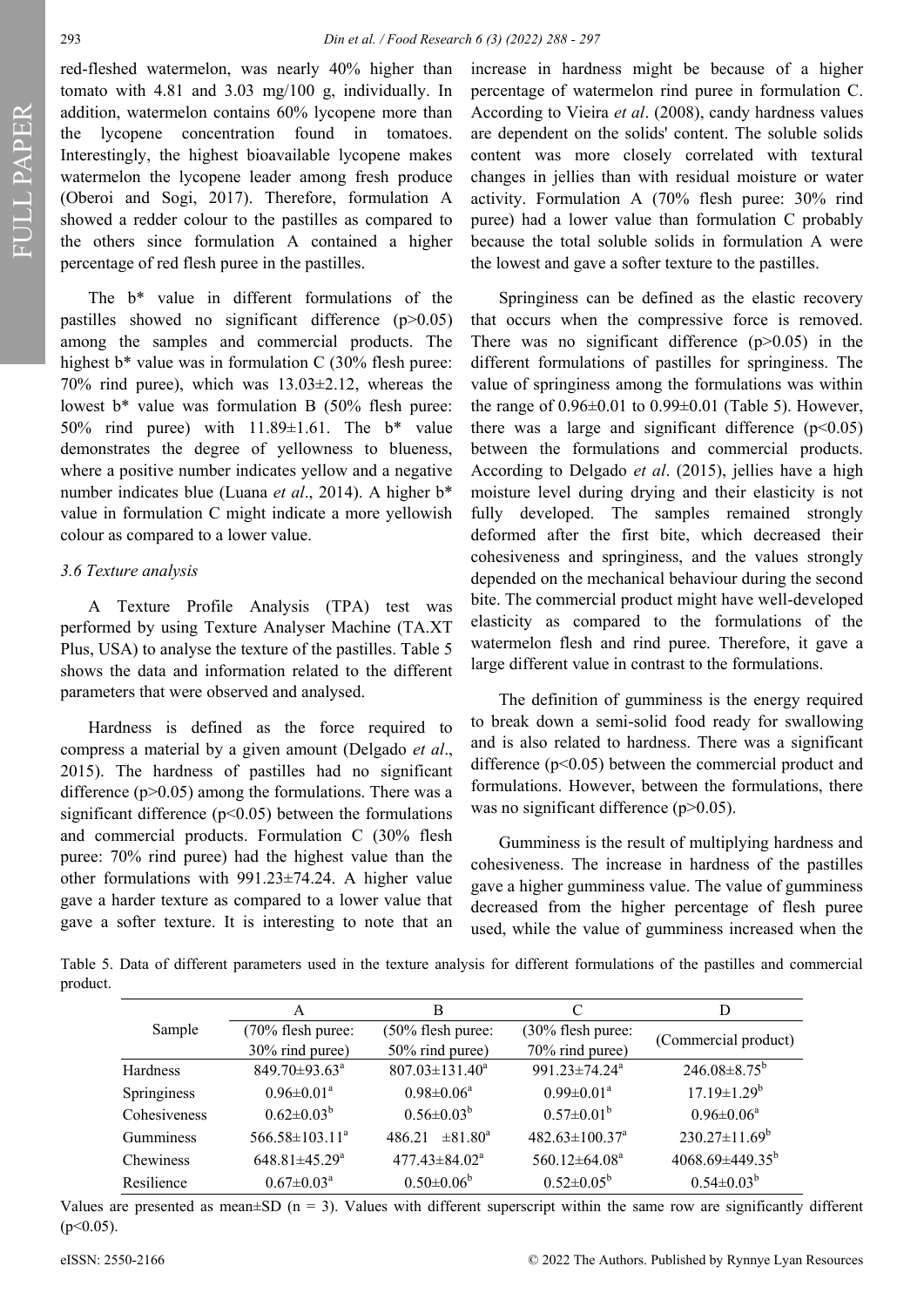red-fleshed watermelon, was nearly 40% higher than tomato with 4.81 and 3.03 mg/100 g, individually. In addition, watermelon contains 60% lycopene more than the lycopene concentration found in tomatoes. Interestingly, the highest bioavailable lycopene makes watermelon the lycopene leader among fresh produce (Oberoi and Sogi, 2017). Therefore, formulation A showed a redder colour to the pastilles as compared to the others since formulation A contained a higher percentage of red flesh puree in the pastilles.

The b* value in different formulations of the pastilles showed no significant difference ($p>0.05$) among the samples and commercial products. The highest b* value was in formulation C (30% flesh puree: 70% rind puree), which was 13.03±2.12, whereas the lowest b* value was formulation B (50% flesh puree: 50% rind puree) with 11.89±1.61. The b* value demonstrates the degree of yellowness to blueness, where a positive number indicates yellow and a negative number indicates blue (Luana *et al*., 2014). A higher b* value in formulation C might indicate a more yellowish colour as compared to a lower value.

### 3.6 Texture analysis

A Texture Profile Analysis (TPA) test was performed by using Texture Analyser Machine (TA.XT Plus, USA) to analyse the texture of the pastilles. Table 5 shows the data and information related to the different parameters that were observed and analysed.

Hardness is defined as the force required to compress a material by a given amount (Delgado *et al*., 2015). The hardness of pastilles had no significant difference ($p>0.05$) among the formulations. There was a significant difference ($p<0.05$) between the formulations and commercial products. Formulation C (30% flesh puree: 70% rind puree) had the highest value than the other formulations with 991.23±74.24. A higher value gave a harder texture as compared to a lower value that gave a softer texture. It is interesting to note that an increase in hardness might be because of a higher percentage of watermelon rind puree in formulation C. According to Vieira *et al*. (2008), candy hardness values are dependent on the solids' content. The soluble solids content was more closely correlated with textural changes in jellies than with residual moisture or water activity. Formulation A (70% flesh puree: 30% rind puree) had a lower value than formulation C probably because the total soluble solids in formulation A were the lowest and gave a softer texture to the pastilles.

Springiness can be defined as the elastic recovery that occurs when the compressive force is removed. There was no significant difference ($p>0.05$) in the different formulations of pastilles for springiness. The value of springiness among the formulations was within the range of 0.96±0.01 to 0.99±0.01 (Table 5). However, there was a large and significant difference ($p<0.05$) between the formulations and commercial products. According to Delgado *et al*. (2015), jellies have a high moisture level during drying and their elasticity is not fully developed. The samples remained strongly deformed after the first bite, which decreased their cohesiveness and springiness, and the values strongly depended on the mechanical behaviour during the second bite. The commercial product might have well-developed elasticity as compared to the formulations of the watermelon flesh and rind puree. Therefore, it gave a large different value in contrast to the formulations.

The definition of gumminess is the energy required to break down a semi-solid food ready for swallowing and is also related to hardness. There was a significant difference ($p<0.05$) between the commercial product and formulations. However, between the formulations, there was no significant difference ($p>0.05$).

Gumminess is the result of multiplying hardness and cohesiveness. The increase in hardness of the pastilles gave a higher gumminess value. The value of gumminess decreased from the higher percentage of flesh puree used, while the value of gumminess increased when the

Table 5. Data of different parameters used in the texture analysis for different formulations of the pastilles and commercial product.

| Sample | A (70% flesh puree: 30% rind puree) | B (50% flesh puree: 50% rind puree) | C (30% flesh puree: 70% rind puree) | D (Commercial product) |
|---|---|---|---|---|
| Hardness | 849.70±93.63[a] | 807.03±131.40[a] | 991.23±74.24[a] | 246.08±8.75[b] |
| Springiness | 0.96±0.01[a] | 0.98±0.06[a] | 0.99±0.01[a] | 17.19±1.29[b] |
| Cohesiveness | 0.62±0.03[b] | 0.56±0.03[b] | 0.57±0.01[b] | 0.96±0.06[a] |
| Gumminess | 566.58±103.11[a] | 486.21 ±81.80[a] | 482.63±100.37[a] | 230.27±11.69[b] |
| Chewiness | 648.81±45.29[a] | 477.43±84.02[a] | 560.12±64.08[a] | 4068.69±449.35[b] |
| Resilience | 0.67±0.03[a] | 0.50±0.06[b] | 0.52±0.05[b] | 0.54±0.03[b] |

Values are presented as mean±SD ($n = 3$). Values with different superscript within the same row are significantly different ($p<0.05$).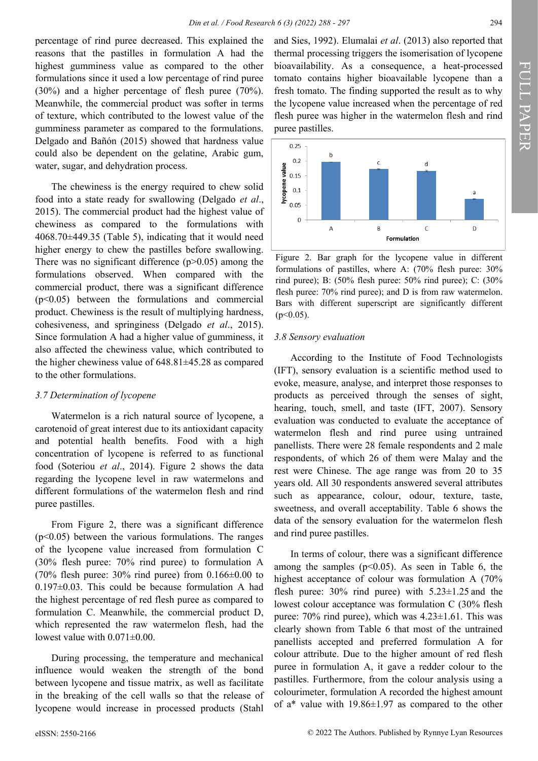percentage of rind puree decreased. This explained the reasons that the pastilles in formulation A had the highest gumminess value as compared to the other formulations since it used a low percentage of rind puree (30%) and a higher percentage of flesh puree (70%). Meanwhile, the commercial product was softer in terms of texture, which contributed to the lowest value of the gumminess parameter as compared to the formulations. Delgado and Bañón (2015) showed that hardness value could also be dependent on the gelatine, Arabic gum, water, sugar, and dehydration process.

The chewiness is the energy required to chew solid food into a state ready for swallowing (Delgado *et al*., 2015). The commercial product had the highest value of chewiness as compared to the formulations with 4068.70±449.35 (Table 5), indicating that it would need higher energy to chew the pastilles before swallowing. There was no significant difference ($p>0.05$) among the formulations observed. When compared with the commercial product, there was a significant difference ($p<0.05$) between the formulations and commercial product. Chewiness is the result of multiplying hardness, cohesiveness, and springiness (Delgado *et al*., 2015). Since formulation A had a higher value of gumminess, it also affected the chewiness value, which contributed to the higher chewiness value of 648.81±45.28 as compared to the other formulations.

### 3.7 Determination of lycopene

Watermelon is a rich natural source of lycopene, a carotenoid of great interest due to its antioxidant capacity and potential health benefits. Food with a high concentration of lycopene is referred to as functional food (Soteriou *et al*., 2014). Figure 2 shows the data regarding the lycopene level in raw watermelons and different formulations of the watermelon flesh and rind puree pastilles.

From Figure 2, there was a significant difference ($p<0.05$) between the various formulations. The ranges of the lycopene value increased from formulation C (30% flesh puree: 70% rind puree) to formulation A (70% flesh puree: 30% rind puree) from 0.166±0.00 to 0.197±0.03. This could be because formulation A had the highest percentage of red flesh puree as compared to formulation C. Meanwhile, the commercial product D, which represented the raw watermelon flesh, had the lowest value with 0.071±0.00.

During processing, the temperature and mechanical influence would weaken the strength of the bond between lycopene and tissue matrix, as well as facilitate in the breaking of the cell walls so that the release of lycopene would increase in processed products (Stahl and Sies, 1992). Elumalai *et al*. (2013) also reported that thermal processing triggers the isomerisation of lycopene bioavailability. As a consequence, a heat-processed tomato contains higher bioavailable lycopene than a fresh tomato. The finding supported the result as to why the lycopene value increased when the percentage of red flesh puree was higher in the watermelon flesh and rind puree pastilles.

Figure 2. Bar graph for the lycopene value in different formulations of pastilles, where A: (70% flesh puree: 30% rind puree); B: (50% flesh puree: 50% rind puree); C: (30% flesh puree: 70% rind puree); and D is from raw watermelon. Bars with different superscript are significantly different ($p<0.05$).

### 3.8 Sensory evaluation

According to the Institute of Food Technologists (IFT), sensory evaluation is a scientific method used to evoke, measure, analyse, and interpret those responses to products as perceived through the senses of sight, hearing, touch, smell, and taste (IFT, 2007). Sensory evaluation was conducted to evaluate the acceptance of watermelon flesh and rind puree using untrained panellists. There were 28 female respondents and 2 male respondents, of which 26 of them were Malay and the rest were Chinese. The age range was from 20 to 35 years old. All 30 respondents answered several attributes such as appearance, colour, odour, texture, taste, sweetness, and overall acceptability. Table 6 shows the data of the sensory evaluation for the watermelon flesh and rind puree pastilles.

In terms of colour, there was a significant difference among the samples ($p<0.05$). As seen in Table 6, the highest acceptance of colour was formulation A (70% flesh puree: 30% rind puree) with 5.23±1.25 and the lowest colour acceptance was formulation C (30% flesh puree: 70% rind puree), which was 4.23±1.61. This was clearly shown from Table 6 that most of the untrained panellists accepted and preferred formulation A for colour attribute. Due to the higher amount of red flesh puree in formulation A, it gave a redder colour to the pastilles. Furthermore, from the colour analysis using a colourimeter, formulation A recorded the highest amount of a* value with 19.86±1.97 as compared to the other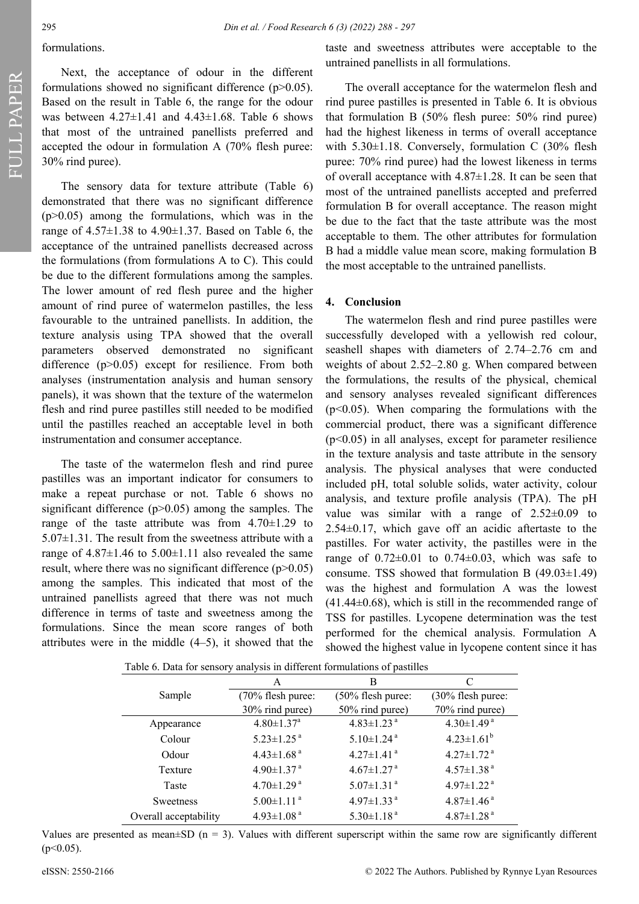formulations.

Next, the acceptance of odour in the different formulations showed no significant difference (p>0.05). Based on the result in Table 6, the range for the odour was between 4.27±1.41 and 4.43±1.68. Table 6 shows that most of the untrained panellists preferred and accepted the odour in formulation A (70% flesh puree: 30% rind puree).

The sensory data for texture attribute (Table 6) demonstrated that there was no significant difference (p>0.05) among the formulations, which was in the range of 4.57±1.38 to 4.90±1.37. Based on Table 6, the acceptance of the untrained panellists decreased across the formulations (from formulations A to C). This could be due to the different formulations among the samples. The lower amount of red flesh puree and the higher amount of rind puree of watermelon pastilles, the less favourable to the untrained panellists. In addition, the texture analysis using TPA showed that the overall parameters observed demonstrated no significant difference (p>0.05) except for resilience. From both analyses (instrumentation analysis and human sensory panels), it was shown that the texture of the watermelon flesh and rind puree pastilles still needed to be modified until the pastilles reached an acceptable level in both instrumentation and consumer acceptance.

The taste of the watermelon flesh and rind puree pastilles was an important indicator for consumers to make a repeat purchase or not. Table 6 shows no significant difference (p>0.05) among the samples. The range of the taste attribute was from 4.70±1.29 to 5.07±1.31. The result from the sweetness attribute with a range of 4.87±1.46 to 5.00±1.11 also revealed the same result, where there was no significant difference (p>0.05) among the samples. This indicated that most of the untrained panellists agreed that there was not much difference in terms of taste and sweetness among the formulations. Since the mean score ranges of both attributes were in the middle (4–5), it showed that the taste and sweetness attributes were acceptable to the untrained panellists in all formulations.

The overall acceptance for the watermelon flesh and rind puree pastilles is presented in Table 6. It is obvious that formulation B (50% flesh puree: 50% rind puree) had the highest likeness in terms of overall acceptance with 5.30±1.18. Conversely, formulation C (30% flesh puree: 70% rind puree) had the lowest likeness in terms of overall acceptance with 4.87±1.28. It can be seen that most of the untrained panellists accepted and preferred formulation B for overall acceptance. The reason might be due to the fact that the taste attribute was the most acceptable to them. The other attributes for formulation B had a middle value mean score, making formulation B the most acceptable to the untrained panellists.

## 4. Conclusion

The watermelon flesh and rind puree pastilles were successfully developed with a yellowish red colour, seashell shapes with diameters of 2.74–2.76 cm and weights of about 2.52–2.80 g. When compared between the formulations, the results of the physical, chemical and sensory analyses revealed significant differences (p<0.05). When comparing the formulations with the commercial product, there was a significant difference (p<0.05) in all analyses, except for parameter resilience in the texture analysis and taste attribute in the sensory analysis. The physical analyses that were conducted included pH, total soluble solids, water activity, colour analysis, and texture profile analysis (TPA). The pH value was similar with a range of 2.52±0.09 to 2.54±0.17, which gave off an acidic aftertaste to the pastilles. For water activity, the pastilles were in the range of 0.72±0.01 to 0.74±0.03, which was safe to consume. TSS showed that formulation B (49.03±1.49) was the highest and formulation A was the lowest (41.44±0.68), which is still in the recommended range of TSS for pastilles. Lycopene determination was the test performed for the chemical analysis. Formulation A showed the highest value in lycopene content since it has

Table 6. Data for sensory analysis in different formulations of pastilles

| Sample | A (70% flesh puree: 30% rind puree) | B (50% flesh puree: 50% rind puree) | C (30% flesh puree: 70% rind puree) |
|---|---|---|---|
| Appearance | 4.80±1.37$^{a}$ | 4.83±1.23$^{a}$ | 4.30±1.49$^{a}$ |
| Colour | 5.23±1.25$^{a}$ | 5.10±1.24$^{a}$ | 4.23±1.61$^{b}$ |
| Odour | 4.43±1.68$^{a}$ | 4.27±1.41$^{a}$ | 4.27±1.72$^{a}$ |
| Texture | 4.90±1.37$^{a}$ | 4.67±1.27$^{a}$ | 4.57±1.38$^{a}$ |
| Taste | 4.70±1.29$^{a}$ | 5.07±1.31$^{a}$ | 4.97±1.22$^{a}$ |
| Sweetness | 5.00±1.11$^{a}$ | 4.97±1.33$^{a}$ | 4.87±1.46$^{a}$ |
| Overall acceptability | 4.93±1.08$^{a}$ | 5.30±1.18$^{a}$ | 4.87±1.28$^{a}$ |

Values are presented as mean±SD (n = 3). Values with different superscript within the same row are significantly different (p<0.05).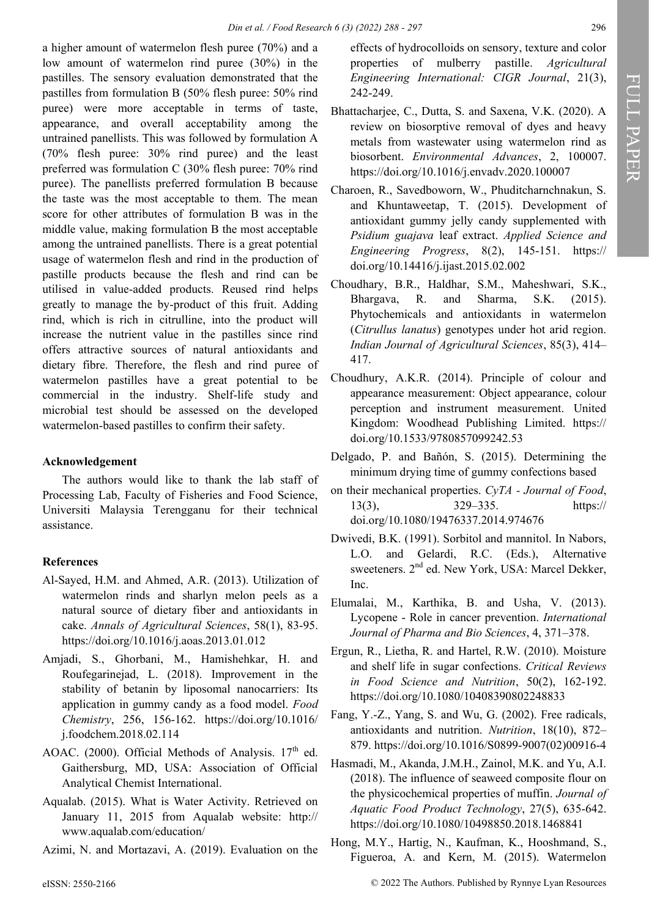a higher amount of watermelon flesh puree (70%) and a low amount of watermelon rind puree (30%) in the pastilles. The sensory evaluation demonstrated that the pastilles from formulation B (50% flesh puree: 50% rind puree) were more acceptable in terms of taste, appearance, and overall acceptability among the untrained panellists. This was followed by formulation A (70% flesh puree: 30% rind puree) and the least preferred was formulation C (30% flesh puree: 70% rind puree). The panellists preferred formulation B because the taste was the most acceptable to them. The mean score for other attributes of formulation B was in the middle value, making formulation B the most acceptable among the untrained panellists. There is a great potential usage of watermelon flesh and rind in the production of pastille products because the flesh and rind can be utilised in value-added products. Reused rind helps greatly to manage the by-product of this fruit. Adding rind, which is rich in citrulline, into the product will increase the nutrient value in the pastilles since rind offers attractive sources of natural antioxidants and dietary fibre. Therefore, the flesh and rind puree of watermelon pastilles have a great potential to be commercial in the industry. Shelf-life study and microbial test should be assessed on the developed watermelon-based pastilles to confirm their safety.

## Acknowledgement

The authors would like to thank the lab staff of Processing Lab, Faculty of Fisheries and Food Science, Universiti Malaysia Terengganu for their technical assistance.

## References

Al-Sayed, H.M. and Ahmed, A.R. (2013). Utilization of watermelon rinds and sharlyn melon peels as a natural source of dietary fiber and antioxidants in cake. *Annals of Agricultural Sciences*, 58(1), 83-95. https://doi.org/10.1016/j.aoas.2013.01.012

Amjadi, S., Ghorbani, M., Hamishehkar, H. and Roufegarinejad, L. (2018). Improvement in the stability of betanin by liposomal nanocarriers: Its application in gummy candy as a food model. *Food Chemistry*, 256, 156-162. https://doi.org/10.1016/j.foodchem.2018.02.114

AOAC. (2000). Official Methods of Analysis. 17th ed. Gaithersburg, MD, USA: Association of Official Analytical Chemist International.

Aqualab. (2015). What is Water Activity. Retrieved on January 11, 2015 from Aqualab website: http://www.aqualab.com/education/

Azimi, N. and Mortazavi, A. (2019). Evaluation on the effects of hydrocolloids on sensory, texture and color properties of mulberry pastille. *Agricultural Engineering International: CIGR Journal*, 21(3), 242-249.

Bhattacharjee, C., Dutta, S. and Saxena, V.K. (2020). A review on biosorptive removal of dyes and heavy metals from wastewater using watermelon rind as biosorbent. *Environmental Advances*, 2, 100007. https://doi.org/10.1016/j.envadv.2020.100007

Charoen, R., Savedboworn, W., Phuditcharnchnakun, S. and Khuntaweetap, T. (2015). Development of antioxidant gummy jelly candy supplemented with *Psidium guajava* leaf extract. *Applied Science and Engineering Progress*, 8(2), 145-151. https://doi.org/10.14416/j.ijast.2015.02.002

Choudhary, B.R., Haldhar, S.M., Maheshwari, S.K., Bhargava, R. and Sharma, S.K. (2015). Phytochemicals and antioxidants in watermelon (*Citrullus lanatus*) genotypes under hot arid region. *Indian Journal of Agricultural Sciences*, 85(3), 414–417.

Choudhury, A.K.R. (2014). Principle of colour and appearance measurement: Object appearance, colour perception and instrument measurement. United Kingdom: Woodhead Publishing Limited. https://doi.org/10.1533/9780857099242.53

Delgado, P. and Bañón, S. (2015). Determining the minimum drying time of gummy confections based on their mechanical properties. *CyTA - Journal of Food*, 13(3), 329–335. https://doi.org/10.1080/19476337.2014.974676

Dwivedi, B.K. (1991). Sorbitol and mannitol. In Nabors, L.O. and Gelardi, R.C. (Eds.), Alternative sweeteners. 2nd ed. New York, USA: Marcel Dekker, Inc.

Elumalai, M., Karthika, B. and Usha, V. (2013). Lycopene - Role in cancer prevention. *International Journal of Pharma and Bio Sciences*, 4, 371–378.

Ergun, R., Lietha, R. and Hartel, R.W. (2010). Moisture and shelf life in sugar confections. *Critical Reviews in Food Science and Nutrition*, 50(2), 162-192. https://doi.org/10.1080/10408390802248833

Fang, Y.-Z., Yang, S. and Wu, G. (2002). Free radicals, antioxidants and nutrition. *Nutrition*, 18(10), 872–879. https://doi.org/10.1016/S0899-9007(02)00916-4

Hasmadi, M., Akanda, J.M.H., Zainol, M.K. and Yu, A.I. (2018). The influence of seaweed composite flour on the physicochemical properties of muffin. *Journal of Aquatic Food Product Technology*, 27(5), 635-642. https://doi.org/10.1080/10498850.2018.1468841

Hong, M.Y., Hartig, N., Kaufman, K., Hooshmand, S., Figueroa, A. and Kern, M. (2015). Watermelon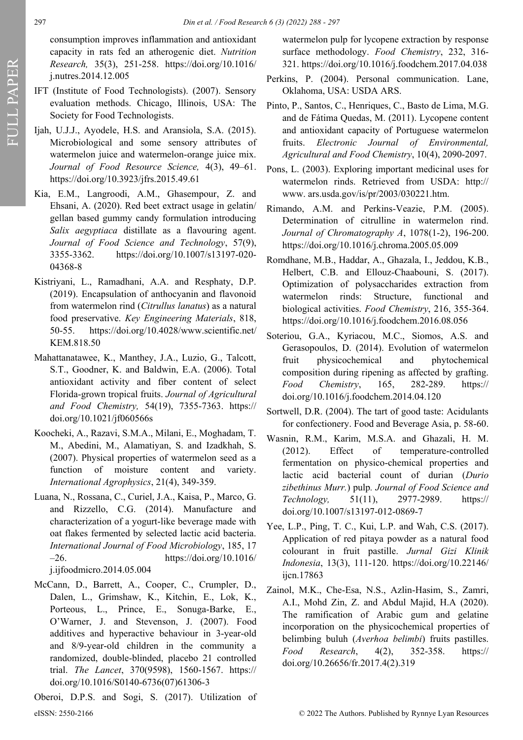consumption improves inflammation and antioxidant capacity in rats fed an atherogenic diet. *Nutrition Research,* 35(3), 251-258. https://doi.org/10.1016/j.nutres.2014.12.005

IFT (Institute of Food Technologists). (2007). Sensory evaluation methods. Chicago, Illinois, USA: The Society for Food Technologists.

Ijah, U.J.J., Ayodele, H.S. and Aransiola, S.A. (2015). Microbiological and some sensory attributes of watermelon juice and watermelon-orange juice mix. *Journal of Food Resource Science,* 4(3), 49–61. https://doi.org/10.3923/jfrs.2015.49.61

Kia, E.M., Langroodi, A.M., Ghasempour, Z. and Ehsani, A. (2020). Red beet extract usage in gelatin/gellan based gummy candy formulation introducing *Salix aegyptiaca* distillate as a flavouring agent. *Journal of Food Science and Technology*, 57(9), 3355-3362. https://doi.org/10.1007/s13197-020-04368-8

Kistriyani, L., Ramadhani, A.A. and Resphaty, D.P. (2019). Encapsulation of anthocyanin and flavonoid from watermelon rind (*Citrullus lanatus*) as a natural food preservative. *Key Engineering Materials*, 818, 50-55. https://doi.org/10.4028/www.scientific.net/KEM.818.50

Mahattanatawee, K., Manthey, J.A., Luzio, G., Talcott, S.T., Goodner, K. and Baldwin, E.A. (2006). Total antioxidant activity and fiber content of select Florida-grown tropical fruits. *Journal of Agricultural and Food Chemistry,* 54(19), 7355-7363. https://doi.org/10.1021/jf060566s

Koocheki, A., Razavi, S.M.A., Milani, E., Moghadam, T. M., Abedini, M., Alamatiyan, S. and Izadkhah, S. (2007). Physical properties of watermelon seed as a function of moisture content and variety. *International Agrophysics*, 21(4), 349-359.

Luana, N., Rossana, C., Curiel, J.A., Kaisa, P., Marco, G. and Rizzello, C.G. (2014). Manufacture and characterization of a yogurt-like beverage made with oat flakes fermented by selected lactic acid bacteria. *International Journal of Food Microbiology*, 185, 17–26. https://doi.org/10.1016/j.ijfoodmicro.2014.05.004

McCann, D., Barrett, A., Cooper, C., Crumpler, D., Dalen, L., Grimshaw, K., Kitchin, E., Lok, K., Porteous, L., Prince, E., Sonuga-Barke, E., O'Warner, J. and Stevenson, J. (2007). Food additives and hyperactive behaviour in 3-year-old and 8/9-year-old children in the community a randomized, double-blinded, placebo 21 controlled trial. *The Lancet*, 370(9598), 1560-1567. https://doi.org/10.1016/S0140-6736(07)61306-3

Oberoi, D.P.S. and Sogi, S. (2017). Utilization of watermelon pulp for lycopene extraction by response surface methodology. *Food Chemistry*, 232, 316-321. https://doi.org/10.1016/j.foodchem.2017.04.038

Perkins, P. (2004). Personal communication. Lane, Oklahoma, USA: USDA ARS.

Pinto, P., Santos, C., Henriques, C., Basto de Lima, M.G. and de Fátima Quedas, M. (2011). Lycopene content and antioxidant capacity of Portuguese watermelon fruits. *Electronic Journal of Environmental, Agricultural and Food Chemistry*, 10(4), 2090-2097.

Pons, L. (2003). Exploring important medicinal uses for watermelon rinds. Retrieved from USDA: http://www.ars.usda.gov/is/pr/2003/030221.htm.

Rimando, A.M. and Perkins-Veazie, P.M. (2005). Determination of citrulline in watermelon rind. *Journal of Chromatography A*, 1078(1-2), 196-200. https://doi.org/10.1016/j.chroma.2005.05.009

Romdhane, M.B., Haddar, A., Ghazala, I., Jeddou, K.B., Helbert, C.B. and Ellouz-Chaabouni, S. (2017). Optimization of polysaccharides extraction from watermelon rinds: Structure, functional and biological activities. *Food Chemistry*, 216, 355-364. https://doi.org/10.1016/j.foodchem.2016.08.056

Soteriou, G.A., Kyriacou, M.C., Siomos, A.S. and Gerasopoulos, D. (2014). Evolution of watermelon fruit physicochemical and phytochemical composition during ripening as affected by grafting. *Food Chemistry*, 165, 282-289. https://doi.org/10.1016/j.foodchem.2014.04.120

Sortwell, D.R. (2004). The tart of good taste: Acidulants for confectionery. Food and Beverage Asia, p. 58-60.

Wasnin, R.M., Karim, M.S.A. and Ghazali, H. M. (2012). Effect of temperature-controlled fermentation on physico-chemical properties and lactic acid bacterial count of durian (*Durio zibethinus Murr.*) pulp. *Journal of Food Science and Technology,* 51(11), 2977-2989. https://doi.org/10.1007/s13197-012-0869-7

Yee, L.P., Ping, T. C., Kui, L.P. and Wah, C.S. (2017). Application of red pitaya powder as a natural food colourant in fruit pastille. *Jurnal Gizi Klinik Indonesia*, 13(3), 111-120. https://doi.org/10.22146/ijcn.17863

Zainol, M.K., Che-Esa, N.S., Azlin-Hasim, S., Zamri, A.I., Mohd Zin, Z. and Abdul Majid, H.A (2020). The ramification of Arabic gum and gelatine incorporation on the physicochemical properties of belimbing buluh (*Averhoa belimbi*) fruits pastilles. *Food Research*, 4(2), 352-358. https://doi.org/10.26656/fr.2017.4(2).319